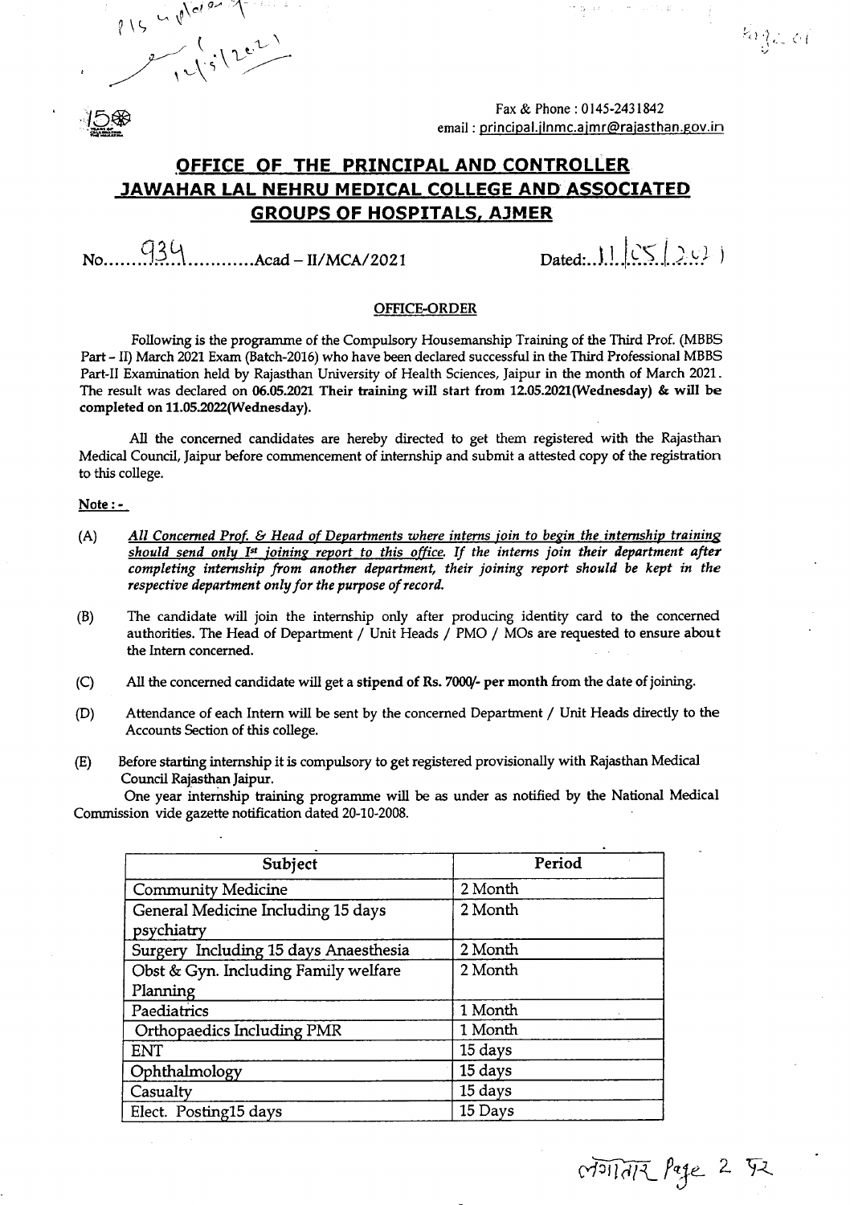Fax & Phone : 0145-2431842
email : principal.jlnmc.ajmr@rajasthan.gov.in

# OFFICE OF THE PRINCIPAL AND CONTROLLER JAWAHAR LAL NEHRU MEDICAL COLLEGE AND ASSOCIATED GROUPS OF HOSPITALS, AJMER

No......934............Acad – II/MCA/2021 Dated:..11/05/2021

**OFFICE-ORDER**

Following is the programme of the Compulsory Housemanship Training of the Third Prof. (MBBS Part – II) March 2021 Exam (Batch-2016) who have been declared successful in the Third Professional MBBS Part-II Examination held by Rajasthan University of Health Sciences, Jaipur in the month of March 2021. The result was declared on **06.05.2021 Their training will start from 12.05.2021(Wednesday) & will be completed on 11.05.2022(Wednesday).**

All the concerned candidates are hereby directed to get them registered with the Rajasthan Medical Council, Jaipur before commencement of internship and submit a attested copy of the registration to this college.

**Note : -**

(A) ***All Concerned Prof. & Head of Departments where interns join to begin the internship training should send only I[st] joining report to this office. If the interns join their department after completing internship from another department, their joining report should be kept in the respective department only for the purpose of record.***

(B) The candidate will join the internship only after producing identity card to the concerned authorities. The Head of Department / Unit Heads / PMO / MOs are requested to ensure about the Intern concerned.

(C) All the concerned candidate will get a **stipend of Rs. 7000/- per month** from the date of joining.

(D) Attendance of each Intern will be sent by the concerned Department / Unit Heads directly to the Accounts Section of this college.

(E) Before starting internship it is compulsory to get registered provisionally with Rajasthan Medical Council Rajasthan Jaipur.

One year internship training programme will be as under as notified by the National Medical Commission vide gazette notification dated 20-10-2008.

| Subject | Period |
|---|---|
| Community Medicine | 2 Month |
| General Medicine Including 15 days psychiatry | 2 Month |
| Surgery Including 15 days Anaesthesia | 2 Month |
| Obst & Gyn. Including Family welfare Planning | 2 Month |
| Paediatrics | 1 Month |
| Orthopaedics Including PMR | 1 Month |
| ENT | 15 days |
| Ophthalmology | 15 days |
| Casualty | 15 days |
| Elect. Posting15 days | 15 Days |

लगातार Page 2 पर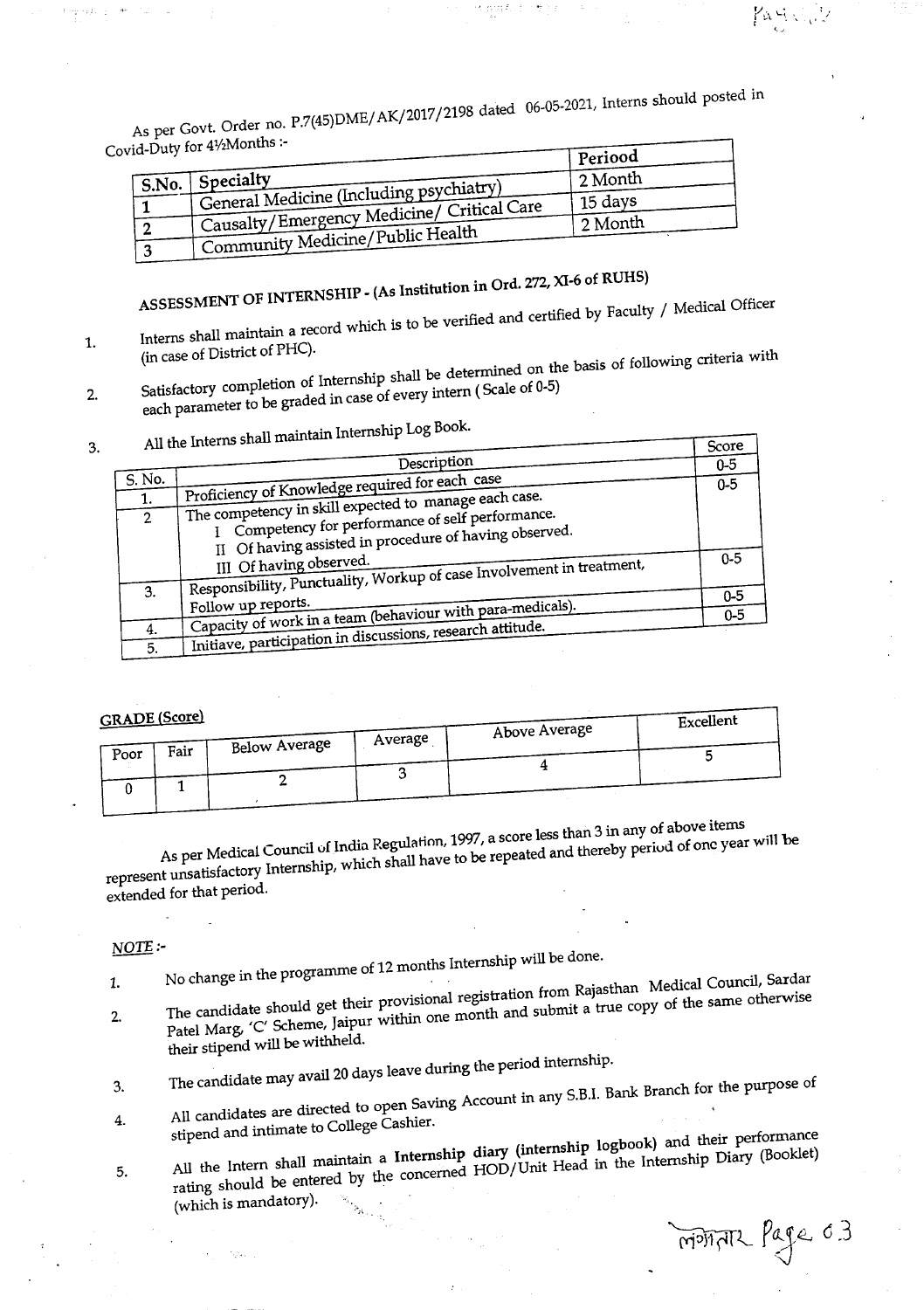As per Govt. Order no. P.7(45)DME/AK/2017/2198 dated 06-05-2021, Interns should posted in Covid-Duty for 4½Months :-

| S.No. | Specialty | Periood |
|---|---|---|
| 1 | General Medicine (Including psychiatry) | 2 Month |
| 2 | Causalty/Emergency Medicine/ Critical Care | 15 days |
| 3 | Community Medicine/Public Health | 2 Month |

## ASSESSMENT OF INTERNSHIP - (As Institution in Ord. 272, XI-6 of RUHS)

1. Interns shall maintain a record which is to be verified and certified by Faculty / Medical Officer (in case of District of PHC).
2. Satisfactory completion of Internship shall be determined on the basis of following criteria with each parameter to be graded in case of every intern ( Scale of 0-5)
3. All the Interns shall maintain Internship Log Book.

| S. No. | Description | Score |
|---|---|---|
| 1. | Proficiency of Knowledge required for each case | 0-5 |
| 2 | The competency in skill expected to manage each case.<br>I Competency for performance of self performance.<br>II Of having assisted in procedure of having observed.<br>III Of having observed. | 0-5 |
| 3. | Responsibility, Punctuality, Workup of case Involvement in treatment, Follow up reports. | 0-5 |
| 4. | Capacity of work in a team (behaviour with para-medicals). | 0-5 |
| 5. | Initiave, participation in discussions, research attitude. | 0-5 |

**GRADE (Score)**

| Poor | Fair | Below Average | Average | Above Average | Excellent |
|---|---|---|---|---|---|
| 0 | 1 | 2 | 3 | 4 | 5 |

As per Medical Council of India Regulation, 1997, a score less than 3 in any of above items represent unsatisfactory Internship, which shall have to be repeated and thereby period of one year will be extended for that period.

*NOTE :-*

1. No change in the programme of 12 months Internship will be done.
2. The candidate should get their provisional registration from Rajasthan Medical Council, Sardar Patel Marg, 'C' Scheme, Jaipur within one month and submit a true copy of the same otherwise their stipend will be withheld.
3. The candidate may avail 20 days leave during the period internship.
4. All candidates are directed to open Saving Account in any S.B.I. Bank Branch for the purpose of stipend and intimate to College Cashier.
5. All the Intern shall maintain a **Internship diary (internship logbook)** and their performance rating should be entered by the concerned HOD/Unit Head in the Internship Diary (Booklet) (which is mandatory).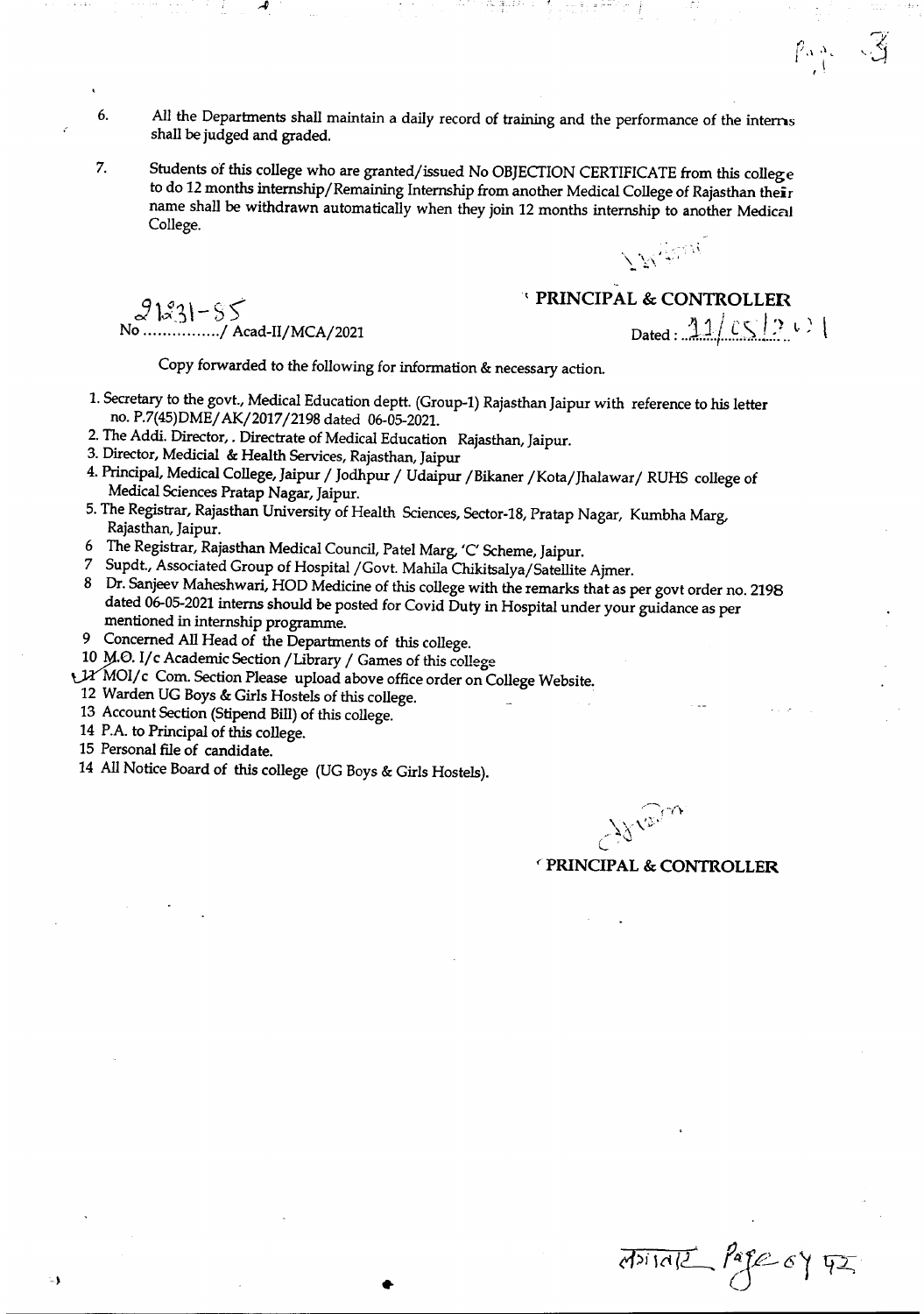6. All the Departments shall maintain a daily record of training and the performance of the interns shall be judged and graded.

7. Students of this college who are granted/issued No OBJECTION CERTIFICATE from this college to do 12 months internship/Remaining Internship from another Medical College of Rajasthan their name shall be withdrawn automatically when they join 12 months internship to another Medical College.

**PRINCIPAL & CONTROLLER**

No 21231-55/ Acad-II/MCA/2021

Dated : 11/05/2021

Copy forwarded to the following for information & necessary action.

1. Secretary to the govt., Medical Education deptt. (Group-1) Rajasthan Jaipur with reference to his letter no. P.7(45)DME/AK/2017/2198 dated 06-05-2021.
2. The Addl. Director, . Directrate of Medical Education Rajasthan, Jaipur.
3. Director, Medicial & Health Services, Rajasthan, Jaipur
4. Principal, Medical College, Jaipur / Jodhpur / Udaipur /Bikaner /Kota/Jhalawar/ RUHS college of Medical Sciences Pratap Nagar, Jaipur.
5. The Registrar, Rajasthan University of Health Sciences, Sector-18, Pratap Nagar, Kumbha Marg, Rajasthan, Jaipur.
6. The Registrar, Rajasthan Medical Council, Patel Marg, 'C' Scheme, Jaipur.
7. Supdt., Associated Group of Hospital /Govt. Mahila Chikitsalya/Satellite Ajmer.
8. Dr. Sanjeev Maheshwari, HOD Medicine of this college with the remarks that as per govt order no. 2198 dated 06-05-2021 interns should be posted for Covid Duty in Hospital under your guidance as per mentioned in internship programme.
9. Concerned All Head of the Departments of this college.
10. M.O. I/c Academic Section /Library / Games of this college
11. MOI/c Com. Section Please upload above office order on College Website.
12. Warden UG Boys & Girls Hostels of this college.
13. Account Section (Stipend Bill) of this college.
14. P.A. to Principal of this college.
15. Personal file of candidate.
14. All Notice Board of this college (UG Boys & Girls Hostels).

**PRINCIPAL & CONTROLLER**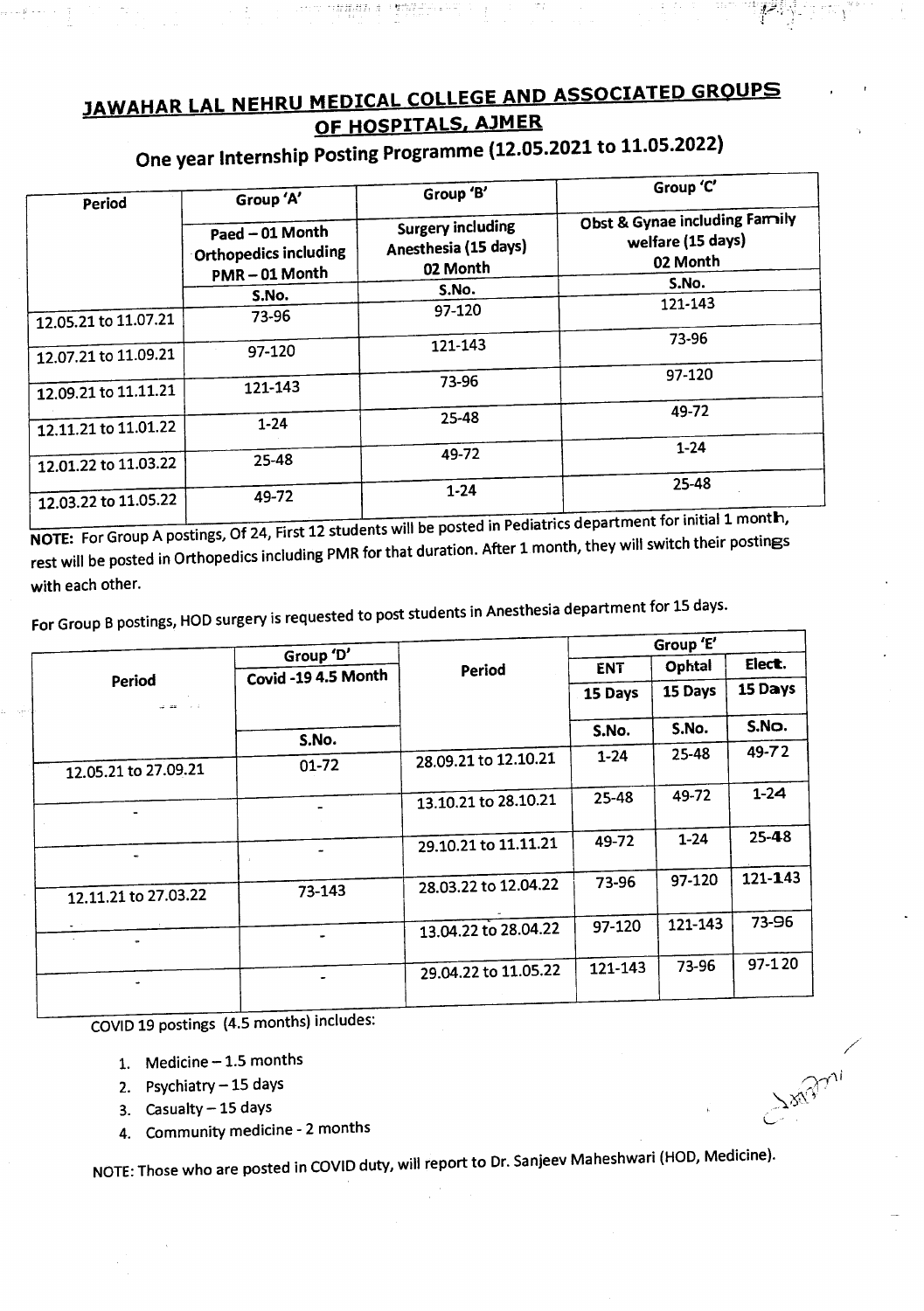# JAWAHAR LAL NEHRU MEDICAL COLLEGE AND ASSOCIATED GROUPS OF HOSPITALS, AJMER

## One year Internship Posting Programme (12.05.2021 to 11.05.2022)

| Period | Group 'A' | Group 'B' | Group 'C' |
|---|---|---|---|
| | Paed – 01 Month Orthopedics including PMR – 01 Month | Surgery including Anesthesia (15 days) 02 Month | Obst & Gynae including Family welfare (15 days) 02 Month |
| | S.No. | S.No. | S.No. |
| 12.05.21 to 11.07.21 | 73-96 | 97-120 | 121-143 |
| 12.07.21 to 11.09.21 | 97-120 | 121-143 | 73-96 |
| 12.09.21 to 11.11.21 | 121-143 | 73-96 | 97-120 |
| 12.11.21 to 11.01.22 | 1-24 | 25-48 | 49-72 |
| 12.01.22 to 11.03.22 | 25-48 | 49-72 | 1-24 |
| 12.03.22 to 11.05.22 | 49-72 | 1-24 | 25-48 |

**NOTE:** For Group A postings, Of 24, First 12 students will be posted in Pediatrics department for initial 1 month, rest will be posted in Orthopedics including PMR for that duration. After 1 month, they will switch their postings with each other.

For Group B postings, HOD surgery is requested to post students in Anesthesia department for 15 days.

| Period | Group 'D' | Period | Group 'E' | | |
|---|---|---|---|---|---|
| | Covid -19 4.5 Month | | ENT | Ophtal | Elect. |
| | | | 15 Days | 15 Days | 15 Days |
| | S.No. | | S.No. | S.No. | S.No. |
| 12.05.21 to 27.09.21 | 01-72 | 28.09.21 to 12.10.21 | 1-24 | 25-48 | 49-72 |
| - | - | 13.10.21 to 28.10.21 | 25-48 | 49-72 | 1-24 |
| - | - | 29.10.21 to 11.11.21 | 49-72 | 1-24 | 25-48 |
| 12.11.21 to 27.03.22 | 73-143 | 28.03.22 to 12.04.22 | 73-96 | 97-120 | 121-143 |
| - | - | 13.04.22 to 28.04.22 | 97-120 | 121-143 | 73-96 |
| - | - | 29.04.22 to 11.05.22 | 121-143 | 73-96 | 97-120 |

COVID 19 postings (4.5 months) includes:

1. Medicine – 1.5 months
2. Psychiatry – 15 days
3. Casualty – 15 days
4. Community medicine - 2 months

NOTE: Those who are posted in COVID duty, will report to Dr. Sanjeev Maheshwari (HOD, Medicine).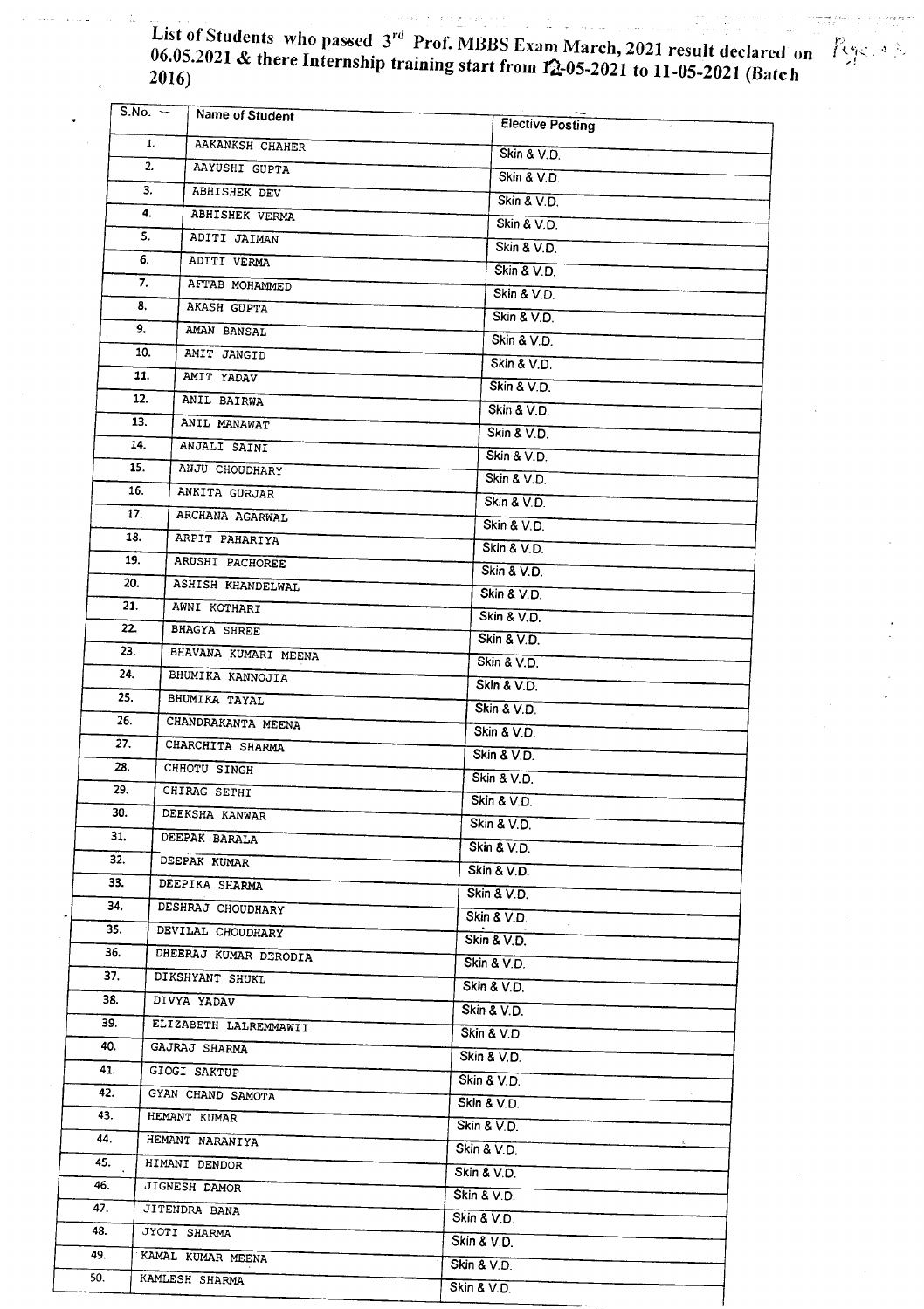List of Students who passed 3rd Prof. MBBS Exam March, 2021 result declared on 06.05.2021 & there Internship training start from 12-05-2021 to 11-05-2021 (Batch 2016)

| S.No. | Name of Student | Elective Posting |
|---|---|---|
| 1. | AAKANKSH CHAHER | Skin & V.D. |
| 2. | AAYUSHI GUPTA | Skin & V.D. |
| 3. | ABHISHEK DEV | Skin & V.D. |
| 4. | ABHISHEK VERMA | Skin & V.D. |
| 5. | ADITI JAIMAN | Skin & V.D. |
| 6. | ADITI VERMA | Skin & V.D. |
| 7. | AFTAB MOHAMMED | Skin & V.D. |
| 8. | AKASH GUPTA | Skin & V.D. |
| 9. | AMAN BANSAL | Skin & V.D. |
| 10. | AMIT JANGID | Skin & V.D. |
| 11. | AMIT YADAV | Skin & V.D. |
| 12. | ANIL BAIRWA | Skin & V.D. |
| 13. | ANIL MANAWAT | Skin & V.D. |
| 14. | ANJALI SAINI | Skin & V.D. |
| 15. | ANJU CHOUDHARY | Skin & V.D. |
| 16. | ANKITA GURJAR | Skin & V.D. |
| 17. | ARCHANA AGARWAL | Skin & V.D. |
| 18. | ARPIT PAHARIYA | Skin & V.D. |
| 19. | ARUSHI PACHOREE | Skin & V.D. |
| 20. | ASHISH KHANDELWAL | Skin & V.D. |
| 21. | AWNI KOTHARI | Skin & V.D. |
| 22. | BHAGYA SHREE | Skin & V.D. |
| 23. | BHAVANA KUMARI MEENA | Skin & V.D. |
| 24. | BHUMIKA KANNOJIA | Skin & V.D. |
| 25. | BHUMIKA TAYAL | Skin & V.D. |
| 26. | CHANDRAKANTA MEENA | Skin & V.D. |
| 27. | CHARCHITA SHARMA | Skin & V.D. |
| 28. | CHHOTU SINGH | Skin & V.D. |
| 29. | CHIRAG SETHI | Skin & V.D. |
| 30. | DEEKSHA KANWAR | Skin & V.D. |
| 31. | DEEPAK BARALA | Skin & V.D. |
| 32. | DEEPAK KUMAR | Skin & V.D. |
| 33. | DEEPIKA SHARMA | Skin & V.D. |
| 34. | DESHRAJ CHOUDHARY | Skin & V.D. |
| 35. | DEVILAL CHOUDHARY | Skin & V.D. |
| 36. | DHEERAJ KUMAR DERODIA | Skin & V.D. |
| 37. | DIKSHYANT SHUKL | Skin & V.D. |
| 38. | DIVYA YADAV | Skin & V.D. |
| 39. | ELIZABETH LALREMMAWII | Skin & V.D. |
| 40. | GAJRAJ SHARMA | Skin & V.D. |
| 41. | GIOGI SAKTUP | Skin & V.D. |
| 42. | GYAN CHAND SAMOTA | Skin & V.D. |
| 43. | HEMANT KUMAR | Skin & V.D. |
| 44. | HEMANT NARANIYA | Skin & V.D. |
| 45. | HIMANI DENDOR | Skin & V.D. |
| 46. | JIGNESH DAMOR | Skin & V.D. |
| 47. | JITENDRA BANA | Skin & V.D. |
| 48. | JYOTI SHARMA | Skin & V.D. |
| 49. | KAMAL KUMAR MEENA | Skin & V.D. |
| 50. | KAMLESH SHARMA | Skin & V.D. |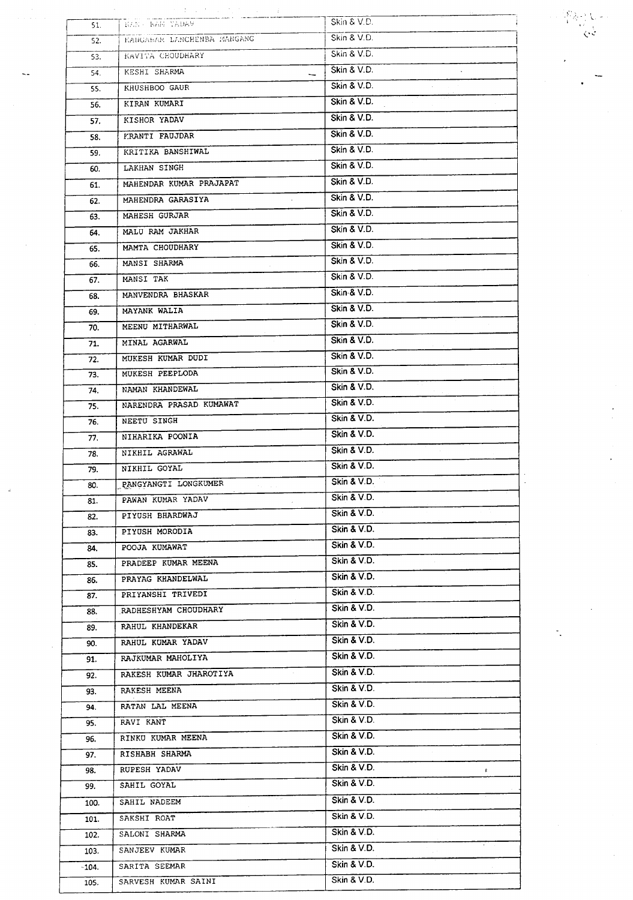| 51. | RAM RAN YADAV | Skin & V.D. |
|---|---|---|
| 52. | KANGABAM LANCHENBA MANGANG | Skin & V.D. |
| 53. | KAVITA CHOUDHARY | Skin & V.D. |
| 54. | KESHI SHARMA | Skin & V.D. |
| 55. | KHUSHBOO GAUR | Skin & V.D. |
| 56. | KIRAN KUMARI | Skin & V.D. |
| 57. | KISHOR YADAV | Skin & V.D. |
| 58. | KRANTI FAUJDAR | Skin & V.D. |
| 59. | KRITIKA BANSHIWAL | Skin & V.D. |
| 60. | LAKHAN SINGH | Skin & V.D. |
| 61. | MAHENDAR KUMAR PRAJAPAT | Skin & V.D. |
| 62. | MAHENDRA GARASIYA | Skin & V.D. |
| 63. | MAHESH GURJAR | Skin & V.D. |
| 64. | MALU RAM JAKHAR | Skin & V.D. |
| 65. | MAMTA CHOUDHARY | Skin & V.D. |
| 66. | MANSI SHARMA | Skin & V.D. |
| 67. | MANSI TAK | Skin & V.D. |
| 68. | MANVENDRA BHASKAR | Skin & V.D. |
| 69. | MAYANK WALIA | Skin & V.D. |
| 70. | MEENU MITHARWAL | Skin & V.D. |
| 71. | MINAL AGARWAL | Skin & V.D. |
| 72. | MUKESH KUMAR DUDI | Skin & V.D. |
| 73. | MUKESH PEEPLODA | Skin & V.D. |
| 74. | NAMAN KHANDEWAL | Skin & V.D. |
| 75. | NARENDRA PRASAD KUMAWAT | Skin & V.D. |
| 76. | NEETU SINGH | Skin & V.D. |
| 77. | NIHARIKA POONIA | Skin & V.D. |
| 78. | NIKHIL AGRAWAL | Skin & V.D. |
| 79. | NIKHIL GOYAL | Skin & V.D. |
| 80. | PANGYANGTI LONGKUMER | Skin & V.D. |
| 81. | PAWAN KUMAR YADAV | Skin & V.D. |
| 82. | PIYUSH BHARDWAJ | Skin & V.D. |
| 83. | PIYUSH MORODIA | Skin & V.D. |
| 84. | POOJA KUMAWAT | Skin & V.D. |
| 85. | PRADEEP KUMAR MEENA | Skin & V.D. |
| 86. | PRAYAG KHANDELWAL | Skin & V.D. |
| 87. | PRIYANSHI TRIVEDI | Skin & V.D. |
| 88. | RADHESHYAM CHOUDHARY | Skin & V.D. |
| 89. | RAHUL KHANDEKAR | Skin & V.D. |
| 90. | RAHUL KUMAR YADAV | Skin & V.D. |
| 91. | RAJKUMAR MAHOLIYA | Skin & V.D. |
| 92. | RAKESH KUMAR JHAROTIYA | Skin & V.D. |
| 93. | RAKESH MEENA | Skin & V.D. |
| 94. | RATAN LAL MEENA | Skin & V.D. |
| 95. | RAVI KANT | Skin & V.D. |
| 96. | RINKU KUMAR MEENA | Skin & V.D. |
| 97. | RISHABH SHARMA | Skin & V.D. |
| 98. | RUPESH YADAV | Skin & V.D. |
| 99. | SAHIL GOYAL | Skin & V.D. |
| 100. | SAHIL NADEEM | Skin & V.D. |
| 101. | SAKSHI ROAT | Skin & V.D. |
| 102. | SALONI SHARMA | Skin & V.D. |
| 103. | SANJEEV KUMAR | Skin & V.D. |
| 104. | SARITA SEEMAR | Skin & V.D. |
| 105. | SARVESH KUMAR SAINI | Skin & V.D. |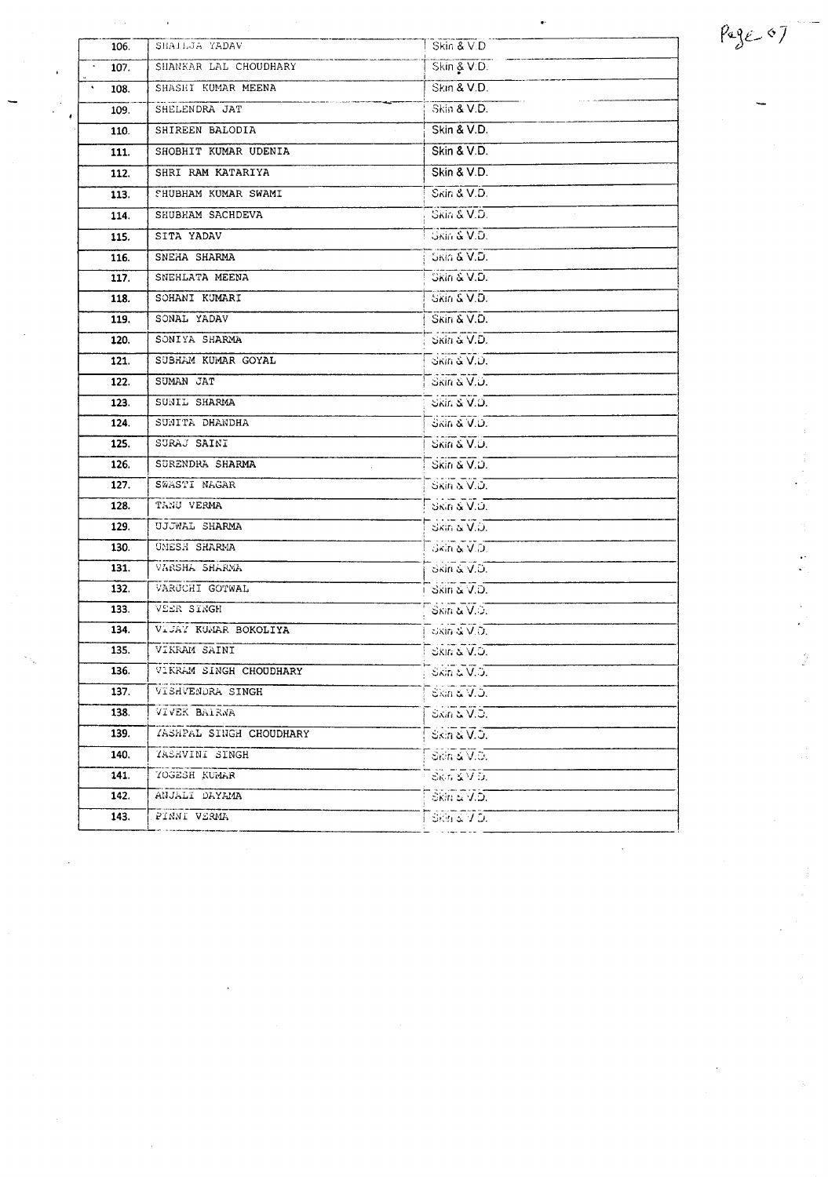| | | |
|---|---|---|
| 106. | SHAILJA YADAV | Skin & V.D |
| 107. | SHANKAR LAL CHOUDHARY | Skin & V.D. |
| 108. | SHASHI KUMAR MEENA | Skin & V.D. |
| 109. | SHELENDRA JAT | Skin & V.D. |
| 110. | SHIREEN BALODIA | Skin & V.D. |
| 111. | SHOBHIT KUMAR UDENIA | Skin & V.D. |
| 112. | SHRI RAM KATARIYA | Skin & V.D. |
| 113. | SHUBHAM KUMAR SWAMI | Skin & V.D. |
| 114. | SHUBHAM SACHDEVA | Skin & V.D. |
| 115. | SITA YADAV | Skin & V.D. |
| 116. | SNEHA SHARMA | Skin & V.D. |
| 117. | SNEHLATA MEENA | Skin & V.D. |
| 118. | SOHANI KUMARI | Skin & V.D. |
| 119. | SONAL YADAV | Skin & V.D. |
| 120. | SONIYA SHARMA | Skin & V.D. |
| 121. | SUBHAM KUMAR GOYAL | Skin & V.D. |
| 122. | SUMAN JAT | Skin & V.D. |
| 123. | SUNIL SHARMA | Skin & V.D. |
| 124. | SUNITA DHANDHA | Skin & V.D. |
| 125. | SURAJ SAINI | Skin & V.D. |
| 126. | SURENDRA SHARMA | Skin & V.D. |
| 127. | SWASTI NAGAR | Skin & V.D. |
| 128. | TANU VERMA | Skin & V.D. |
| 129. | UJJWAL SHARMA | Skin & V.D. |
| 130. | UMESH SHARMA | Skin & V.D. |
| 131. | VARSHA SHARMA | Skin & V.D. |
| 132. | VARUCHI GOTWAL | Skin & V.D. |
| 133. | VEER SINGH | Skin & V.D. |
| 134. | VIJAY KUMAR BOKOLIYA | Skin & V.D. |
| 135. | VIKRAM SAINI | Skin & V.D. |
| 136. | VIKRAM SINGH CHOUDHARY | Skin & V.D. |
| 137. | VISHVENDRA SINGH | Skin & V.D. |
| 138. | VIVEK BAIRWA | Skin & V.D. |
| 139. | YASHPAL SINGH CHOUDHARY | Skin & V.D. |
| 140. | YASHVINI SINGH | Skin & V.D. |
| 141. | YOGESH KUMAR | Skin & V.D. |
| 142. | ANJALI DAYAMA | Skin & V.D. |
| 143. | PINNI VERMA | Skin & V.D. |